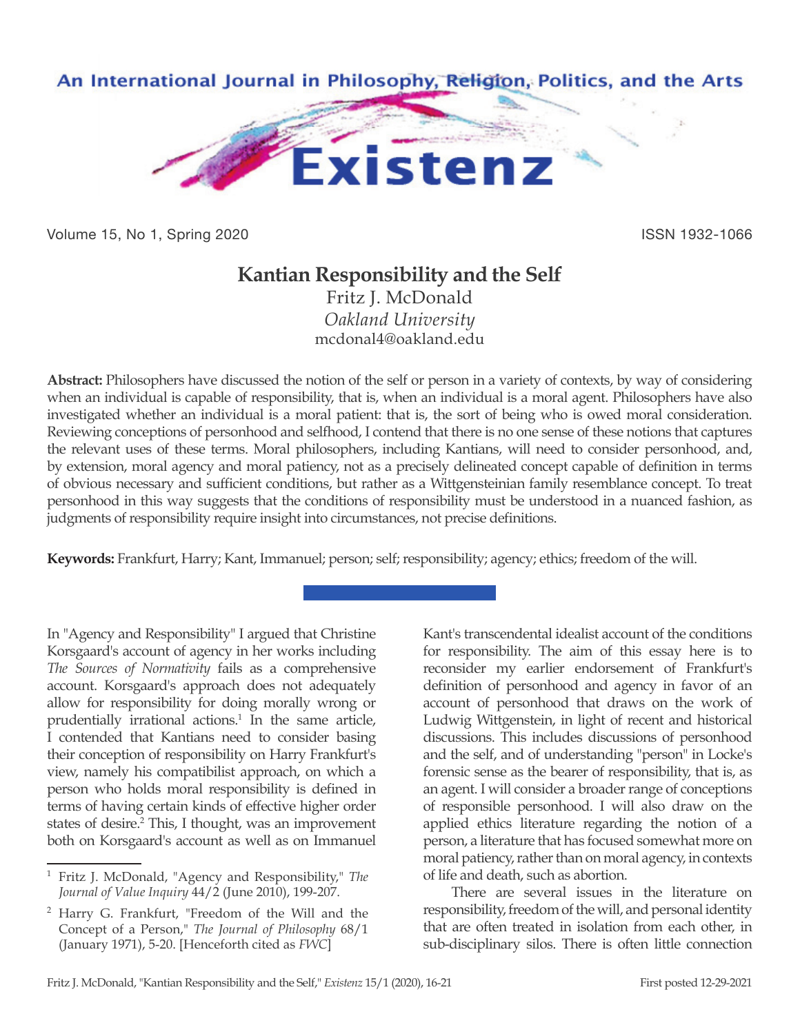# Kantian Responsibility and the Self

Fritz J. McDonald
*Oakland University*
mcdonal4@oakland.edu

**Abstract:** Philosophers have discussed the notion of the self or person in a variety of contexts, by way of considering when an individual is capable of responsibility, that is, when an individual is a moral agent. Philosophers have also investigated whether an individual is a moral patient: that is, the sort of being who is owed moral consideration. Reviewing conceptions of personhood and selfhood, I contend that there is no one sense of these notions that captures the relevant uses of these terms. Moral philosophers, including Kantians, will need to consider personhood, and, by extension, moral agency and moral patiency, not as a precisely delineated concept capable of definition in terms of obvious necessary and sufficient conditions, but rather as a Wittgensteinian family resemblance concept. To treat personhood in this way suggests that the conditions of responsibility must be understood in a nuanced fashion, as judgments of responsibility require insight into circumstances, not precise definitions.

**Keywords:** Frankfurt, Harry; Kant, Immanuel; person; self; responsibility; agency; ethics; freedom of the will.

In "Agency and Responsibility" I argued that Christine Korsgaard's account of agency in her works including *The Sources of Normativity* fails as a comprehensive account. Korsgaard's approach does not adequately allow for responsibility for doing morally wrong or prudentially irrational actions.[1] In the same article, I contended that Kantians need to consider basing their conception of responsibility on Harry Frankfurt's view, namely his compatibilist approach, on which a person who holds moral responsibility is defined in terms of having certain kinds of effective higher order states of desire.[2] This, I thought, was an improvement both on Korsgaard's account as well as on Immanuel Kant's transcendental idealist account of the conditions for responsibility. The aim of this essay here is to reconsider my earlier endorsement of Frankfurt's definition of personhood and agency in favor of an account of personhood that draws on the work of Ludwig Wittgenstein, in light of recent and historical discussions. This includes discussions of personhood and the self, and of understanding "person" in Locke's forensic sense as the bearer of responsibility, that is, as an agent. I will consider a broader range of conceptions of responsible personhood. I will also draw on the applied ethics literature regarding the notion of a person, a literature that has focused somewhat more on moral patiency, rather than on moral agency, in contexts of life and death, such as abortion.

There are several issues in the literature on responsibility, freedom of the will, and personal identity that are often treated in isolation from each other, in sub-disciplinary silos. There is often little connection

---

[1] Fritz J. McDonald, "Agency and Responsibility," *The Journal of Value Inquiry* 44/2 (June 2010), 199-207.

[2] Harry G. Frankfurt, "Freedom of the Will and the Concept of a Person," *The Journal of Philosophy* 68/1 (January 1971), 5-20. [Henceforth cited as *FWC*]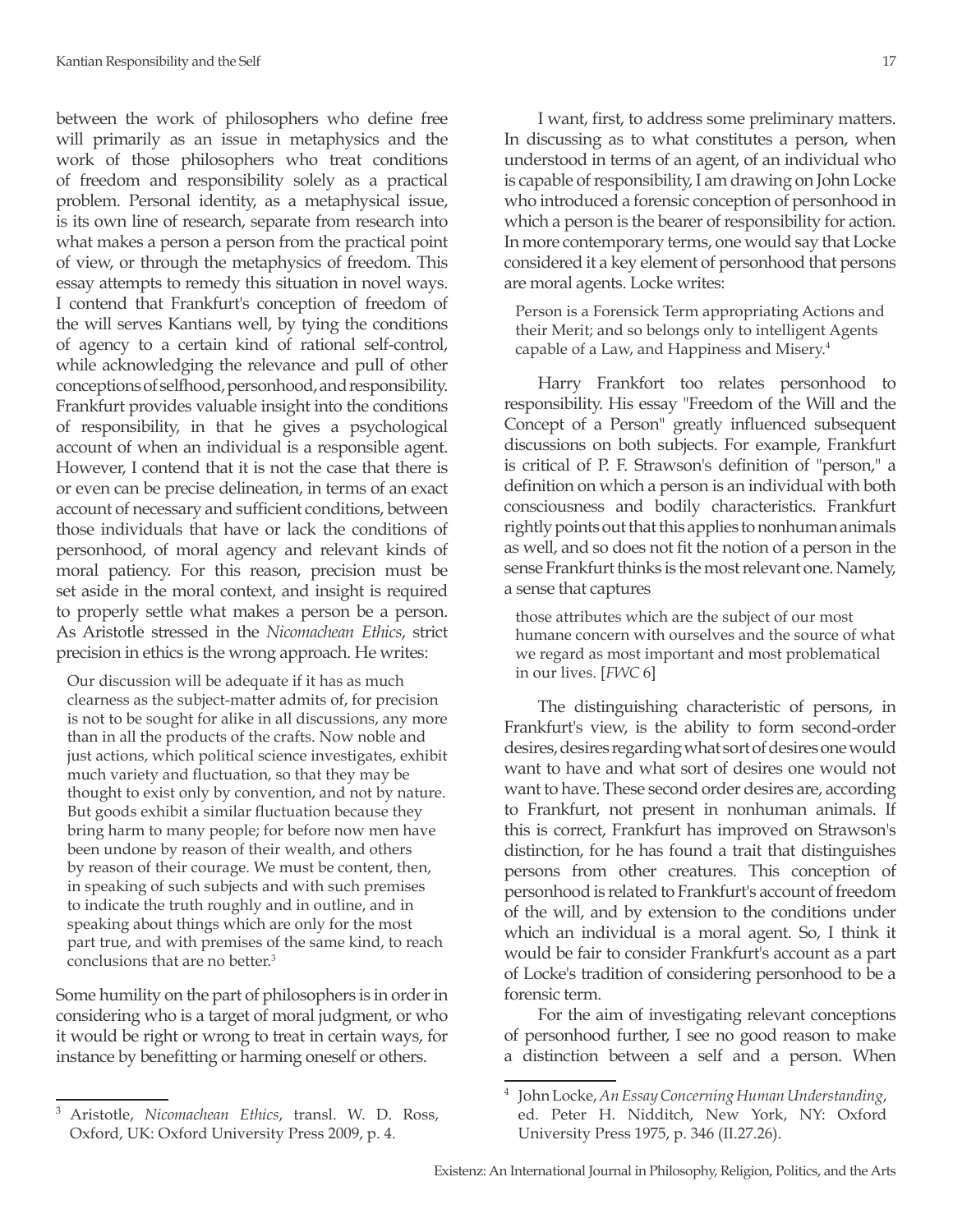between the work of philosophers who define free will primarily as an issue in metaphysics and the work of those philosophers who treat conditions of freedom and responsibility solely as a practical problem. Personal identity, as a metaphysical issue, is its own line of research, separate from research into what makes a person a person from the practical point of view, or through the metaphysics of freedom. This essay attempts to remedy this situation in novel ways. I contend that Frankfurt's conception of freedom of the will serves Kantians well, by tying the conditions of agency to a certain kind of rational self-control, while acknowledging the relevance and pull of other conceptions of selfhood, personhood, and responsibility. Frankfurt provides valuable insight into the conditions of responsibility, in that he gives a psychological account of when an individual is a responsible agent. However, I contend that it is not the case that there is or even can be precise delineation, in terms of an exact account of necessary and sufficient conditions, between those individuals that have or lack the conditions of personhood, of moral agency and relevant kinds of moral patiency. For this reason, precision must be set aside in the moral context, and insight is required to properly settle what makes a person be a person. As Aristotle stressed in the *Nicomachean Ethics*, strict precision in ethics is the wrong approach. He writes:

> Our discussion will be adequate if it has as much clearness as the subject-matter admits of, for precision is not to be sought for alike in all discussions, any more than in all the products of the crafts. Now noble and just actions, which political science investigates, exhibit much variety and fluctuation, so that they may be thought to exist only by convention, and not by nature. But goods exhibit a similar fluctuation because they bring harm to many people; for before now men have been undone by reason of their wealth, and others by reason of their courage. We must be content, then, in speaking of such subjects and with such premises to indicate the truth roughly and in outline, and in speaking about things which are only for the most part true, and with premises of the same kind, to reach conclusions that are no better.[3]

Some humility on the part of philosophers is in order in considering who is a target of moral judgment, or who it would be right or wrong to treat in certain ways, for instance by benefitting or harming oneself or others.

I want, first, to address some preliminary matters. In discussing as to what constitutes a person, when understood in terms of an agent, of an individual who is capable of responsibility, I am drawing on John Locke who introduced a forensic conception of personhood in which a person is the bearer of responsibility for action. In more contemporary terms, one would say that Locke considered it a key element of personhood that persons are moral agents. Locke writes:

> Person is a Forensick Term appropriating Actions and their Merit; and so belongs only to intelligent Agents capable of a Law, and Happiness and Misery.[4]

Harry Frankfort too relates personhood to responsibility. His essay "Freedom of the Will and the Concept of a Person" greatly influenced subsequent discussions on both subjects. For example, Frankfurt is critical of P. F. Strawson's definition of "person," a definition on which a person is an individual with both consciousness and bodily characteristics. Frankfurt rightly points out that this applies to nonhuman animals as well, and so does not fit the notion of a person in the sense Frankfurt thinks is the most relevant one. Namely, a sense that captures

> those attributes which are the subject of our most humane concern with ourselves and the source of what we regard as most important and most problematical in our lives. [*FWC* 6]

The distinguishing characteristic of persons, in Frankfurt's view, is the ability to form second-order desires, desires regarding what sort of desires one would want to have and what sort of desires one would not want to have. These second order desires are, according to Frankfurt, not present in nonhuman animals. If this is correct, Frankfurt has improved on Strawson's distinction, for he has found a trait that distinguishes persons from other creatures. This conception of personhood is related to Frankfurt's account of freedom of the will, and by extension to the conditions under which an individual is a moral agent. So, I think it would be fair to consider Frankfurt's account as a part of Locke's tradition of considering personhood to be a forensic term.

For the aim of investigating relevant conceptions of personhood further, I see no good reason to make a distinction between a self and a person. When

---

[3] Aristotle, *Nicomachean Ethics*, transl. W. D. Ross, Oxford, UK: Oxford University Press 2009, p. 4.

[4] John Locke, *An Essay Concerning Human Understanding*, ed. Peter H. Nidditch, New York, NY: Oxford University Press 1975, p. 346 (II.27.26).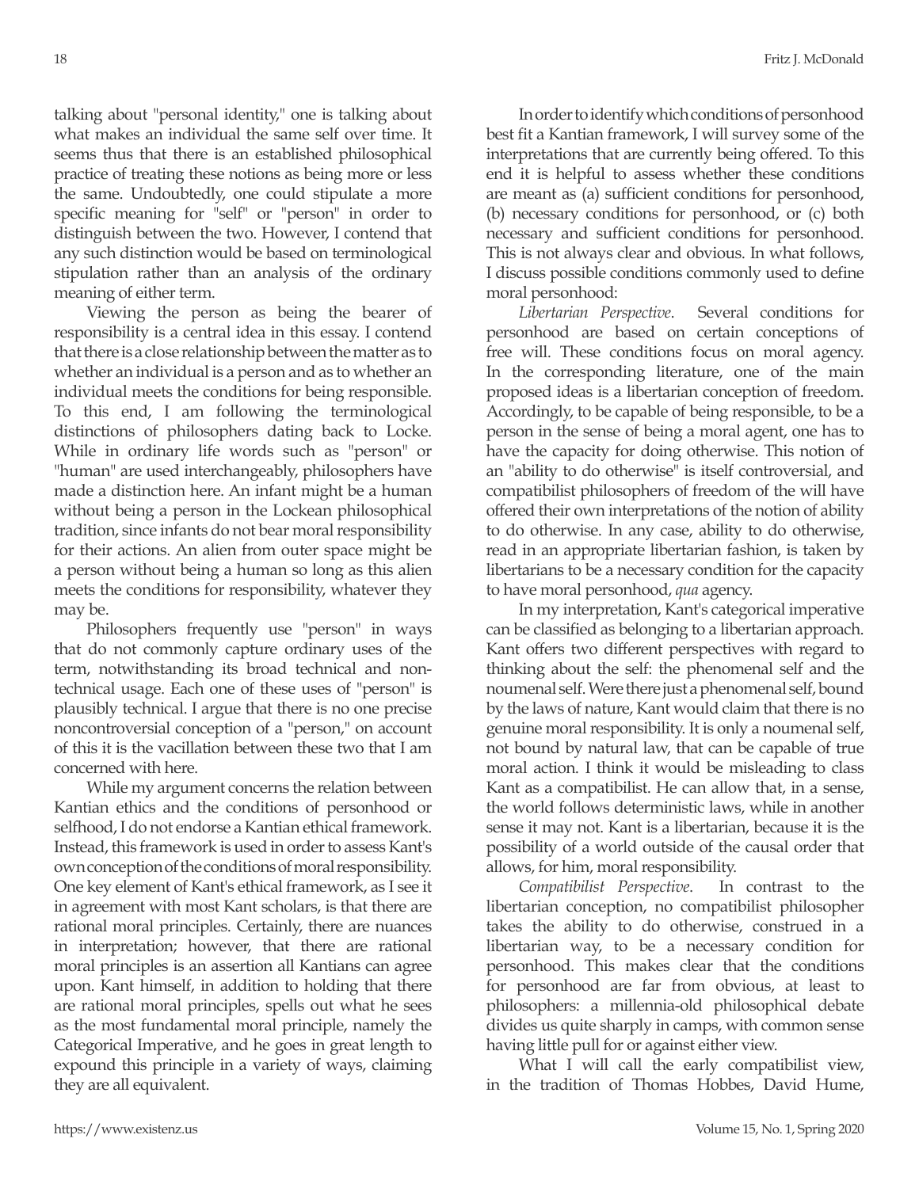talking about "personal identity," one is talking about what makes an individual the same self over time. It seems thus that there is an established philosophical practice of treating these notions as being more or less the same. Undoubtedly, one could stipulate a more specific meaning for "self" or "person" in order to distinguish between the two. However, I contend that any such distinction would be based on terminological stipulation rather than an analysis of the ordinary meaning of either term.

Viewing the person as being the bearer of responsibility is a central idea in this essay. I contend that there is a close relationship between the matter as to whether an individual is a person and as to whether an individual meets the conditions for being responsible. To this end, I am following the terminological distinctions of philosophers dating back to Locke. While in ordinary life words such as "person" or "human" are used interchangeably, philosophers have made a distinction here. An infant might be a human without being a person in the Lockean philosophical tradition, since infants do not bear moral responsibility for their actions. An alien from outer space might be a person without being a human so long as this alien meets the conditions for responsibility, whatever they may be.

Philosophers frequently use "person" in ways that do not commonly capture ordinary uses of the term, notwithstanding its broad technical and non-technical usage. Each one of these uses of "person" is plausibly technical. I argue that there is no one precise noncontroversial conception of a "person," on account of this it is the vacillation between these two that I am concerned with here.

While my argument concerns the relation between Kantian ethics and the conditions of personhood or selfhood, I do not endorse a Kantian ethical framework. Instead, this framework is used in order to assess Kant's own conception of the conditions of moral responsibility. One key element of Kant's ethical framework, as I see it in agreement with most Kant scholars, is that there are rational moral principles. Certainly, there are nuances in interpretation; however, that there are rational moral principles is an assertion all Kantians can agree upon. Kant himself, in addition to holding that there are rational moral principles, spells out what he sees as the most fundamental moral principle, namely the Categorical Imperative, and he goes in great length to expound this principle in a variety of ways, claiming they are all equivalent.

In order to identify which conditions of personhood best fit a Kantian framework, I will survey some of the interpretations that are currently being offered. To this end it is helpful to assess whether these conditions are meant as (a) sufficient conditions for personhood, (b) necessary conditions for personhood, or (c) both necessary and sufficient conditions for personhood. This is not always clear and obvious. In what follows, I discuss possible conditions commonly used to define moral personhood:

*Libertarian Perspective*. Several conditions for personhood are based on certain conceptions of free will. These conditions focus on moral agency. In the corresponding literature, one of the main proposed ideas is a libertarian conception of freedom. Accordingly, to be capable of being responsible, to be a person in the sense of being a moral agent, one has to have the capacity for doing otherwise. This notion of an "ability to do otherwise" is itself controversial, and compatibilist philosophers of freedom of the will have offered their own interpretations of the notion of ability to do otherwise. In any case, ability to do otherwise, read in an appropriate libertarian fashion, is taken by libertarians to be a necessary condition for the capacity to have moral personhood, *qua* agency.

In my interpretation, Kant's categorical imperative can be classified as belonging to a libertarian approach. Kant offers two different perspectives with regard to thinking about the self: the phenomenal self and the noumenal self. Were there just a phenomenal self, bound by the laws of nature, Kant would claim that there is no genuine moral responsibility. It is only a noumenal self, not bound by natural law, that can be capable of true moral action. I think it would be misleading to class Kant as a compatibilist. He can allow that, in a sense, the world follows deterministic laws, while in another sense it may not. Kant is a libertarian, because it is the possibility of a world outside of the causal order that allows, for him, moral responsibility.

*Compatibilist Perspective*. In contrast to the libertarian conception, no compatibilist philosopher takes the ability to do otherwise, construed in a libertarian way, to be a necessary condition for personhood. This makes clear that the conditions for personhood are far from obvious, at least to philosophers: a millennia-old philosophical debate divides us quite sharply in camps, with common sense having little pull for or against either view.

What I will call the early compatibilist view, in the tradition of Thomas Hobbes, David Hume,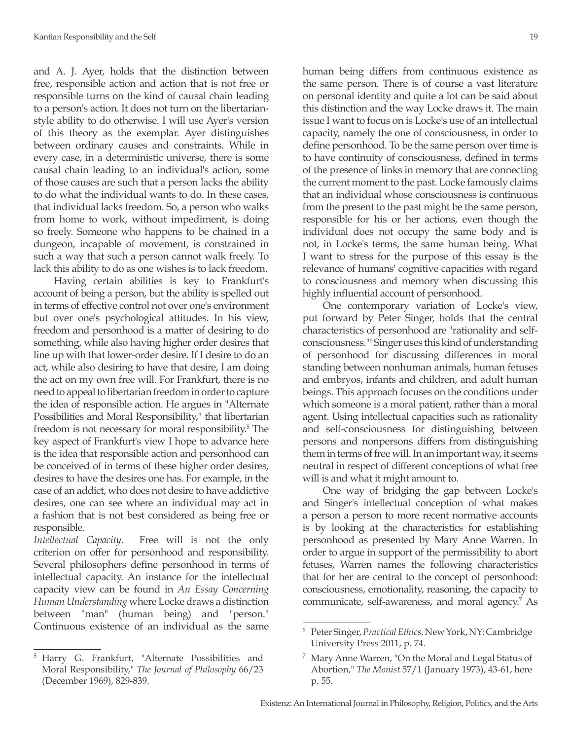and A. J. Ayer, holds that the distinction between free, responsible action and action that is not free or responsible turns on the kind of causal chain leading to a person's action. It does not turn on the libertarian-style ability to do otherwise. I will use Ayer's version of this theory as the exemplar. Ayer distinguishes between ordinary causes and constraints. While in every case, in a deterministic universe, there is some causal chain leading to an individual's action, some of those causes are such that a person lacks the ability to do what the individual wants to do. In these cases, that individual lacks freedom. So, a person who walks from home to work, without impediment, is doing so freely. Someone who happens to be chained in a dungeon, incapable of movement, is constrained in such a way that such a person cannot walk freely. To lack this ability to do as one wishes is to lack freedom.

Having certain abilities is key to Frankfurt's account of being a person, but the ability is spelled out in terms of effective control not over one's environment but over one's psychological attitudes. In his view, freedom and personhood is a matter of desiring to do something, while also having higher order desires that line up with that lower-order desire. If I desire to do an act, while also desiring to have that desire, I am doing the act on my own free will. For Frankfurt, there is no need to appeal to libertarian freedom in order to capture the idea of responsible action. He argues in "Alternate Possibilities and Moral Responsibility," that libertarian freedom is not necessary for moral responsibility.[5] The key aspect of Frankfurt's view I hope to advance here is the idea that responsible action and personhood can be conceived of in terms of these higher order desires, desires to have the desires one has. For example, in the case of an addict, who does not desire to have addictive desires, one can see where an individual may act in a fashion that is not best considered as being free or responsible.

*Intellectual Capacity*. Free will is not the only criterion on offer for personhood and responsibility. Several philosophers define personhood in terms of intellectual capacity. An instance for the intellectual capacity view can be found in *An Essay Concerning Human Understanding* where Locke draws a distinction between "man" (human being) and "person." Continuous existence of an individual as the same human being differs from continuous existence as the same person. There is of course a vast literature on personal identity and quite a lot can be said about this distinction and the way Locke draws it. The main issue I want to focus on is Locke's use of an intellectual capacity, namely the one of consciousness, in order to define personhood. To be the same person over time is to have continuity of consciousness, defined in terms of the presence of links in memory that are connecting the current moment to the past. Locke famously claims that an individual whose consciousness is continuous from the present to the past might be the same person, responsible for his or her actions, even though the individual does not occupy the same body and is not, in Locke's terms, the same human being. What I want to stress for the purpose of this essay is the relevance of humans' cognitive capacities with regard to consciousness and memory when discussing this highly influential account of personhood.

One contemporary variation of Locke's view, put forward by Peter Singer, holds that the central characteristics of personhood are "rationality and self-consciousness."[6] Singer uses this kind of understanding of personhood for discussing differences in moral standing between nonhuman animals, human fetuses and embryos, infants and children, and adult human beings. This approach focuses on the conditions under which someone is a moral patient, rather than a moral agent. Using intellectual capacities such as rationality and self-consciousness for distinguishing between persons and nonpersons differs from distinguishing them in terms of free will. In an important way, it seems neutral in respect of different conceptions of what free will is and what it might amount to.

One way of bridging the gap between Locke's and Singer's intellectual conception of what makes a person a person to more recent normative accounts is by looking at the characteristics for establishing personhood as presented by Mary Anne Warren. In order to argue in support of the permissibility to abort fetuses, Warren names the following characteristics that for her are central to the concept of personhood: consciousness, emotionality, reasoning, the capacity to communicate, self-awareness, and moral agency.[7] As

---

[5] Harry G. Frankfurt, "Alternate Possibilities and Moral Responsibility," *The Journal of Philosophy* 66/23 (December 1969), 829-839.

[6] Peter Singer, *Practical Ethics*, New York, NY: Cambridge University Press 2011, p. 74.

[7] Mary Anne Warren, "On the Moral and Legal Status of Abortion," *The Monist* 57/1 (January 1973), 43-61, here p. 55.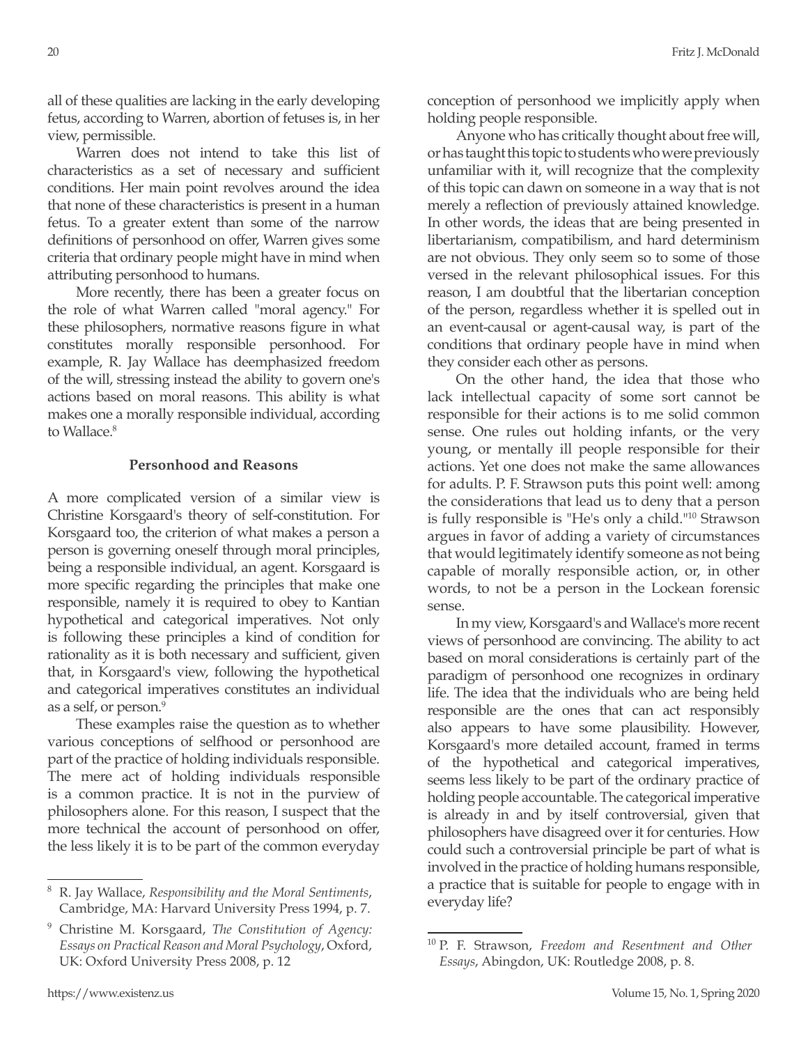all of these qualities are lacking in the early developing fetus, according to Warren, abortion of fetuses is, in her view, permissible.

Warren does not intend to take this list of characteristics as a set of necessary and sufficient conditions. Her main point revolves around the idea that none of these characteristics is present in a human fetus. To a greater extent than some of the narrow definitions of personhood on offer, Warren gives some criteria that ordinary people might have in mind when attributing personhood to humans.

More recently, there has been a greater focus on the role of what Warren called "moral agency." For these philosophers, normative reasons figure in what constitutes morally responsible personhood. For example, R. Jay Wallace has deemphasized freedom of the will, stressing instead the ability to govern one's actions based on moral reasons. This ability is what makes one a morally responsible individual, according to Wallace.[8]

### Personhood and Reasons

A more complicated version of a similar view is Christine Korsgaard's theory of self-constitution. For Korsgaard too, the criterion of what makes a person a person is governing oneself through moral principles, being a responsible individual, an agent. Korsgaard is more specific regarding the principles that make one responsible, namely it is required to obey to Kantian hypothetical and categorical imperatives. Not only is following these principles a kind of condition for rationality as it is both necessary and sufficient, given that, in Korsgaard's view, following the hypothetical and categorical imperatives constitutes an individual as a self, or person.[9]

These examples raise the question as to whether various conceptions of selfhood or personhood are part of the practice of holding individuals responsible. The mere act of holding individuals responsible is a common practice. It is not in the purview of philosophers alone. For this reason, I suspect that the more technical the account of personhood on offer, the less likely it is to be part of the common everyday conception of personhood we implicitly apply when holding people responsible.

Anyone who has critically thought about free will, or has taught this topic to students who were previously unfamiliar with it, will recognize that the complexity of this topic can dawn on someone in a way that is not merely a reflection of previously attained knowledge. In other words, the ideas that are being presented in libertarianism, compatibilism, and hard determinism are not obvious. They only seem so to some of those versed in the relevant philosophical issues. For this reason, I am doubtful that the libertarian conception of the person, regardless whether it is spelled out in an event-causal or agent-causal way, is part of the conditions that ordinary people have in mind when they consider each other as persons.

On the other hand, the idea that those who lack intellectual capacity of some sort cannot be responsible for their actions is to me solid common sense. One rules out holding infants, or the very young, or mentally ill people responsible for their actions. Yet one does not make the same allowances for adults. P. F. Strawson puts this point well: among the considerations that lead us to deny that a person is fully responsible is "He's only a child."[10] Strawson argues in favor of adding a variety of circumstances that would legitimately identify someone as not being capable of morally responsible action, or, in other words, to not be a person in the Lockean forensic sense.

In my view, Korsgaard's and Wallace's more recent views of personhood are convincing. The ability to act based on moral considerations is certainly part of the paradigm of personhood one recognizes in ordinary life. The idea that the individuals who are being held responsible are the ones that can act responsibly also appears to have some plausibility. However, Korsgaard's more detailed account, framed in terms of the hypothetical and categorical imperatives, seems less likely to be part of the ordinary practice of holding people accountable. The categorical imperative is already in and by itself controversial, given that philosophers have disagreed over it for centuries. How could such a controversial principle be part of what is involved in the practice of holding humans responsible, a practice that is suitable for people to engage with in everyday life?

---

[8] R. Jay Wallace, *Responsibility and the Moral Sentiments*, Cambridge, MA: Harvard University Press 1994, p. 7.

[9] Christine M. Korsgaard, *The Constitution of Agency: Essays on Practical Reason and Moral Psychology*, Oxford, UK: Oxford University Press 2008, p. 12

[10] P. F. Strawson, *Freedom and Resentment and Other Essays*, Abingdon, UK: Routledge 2008, p. 8.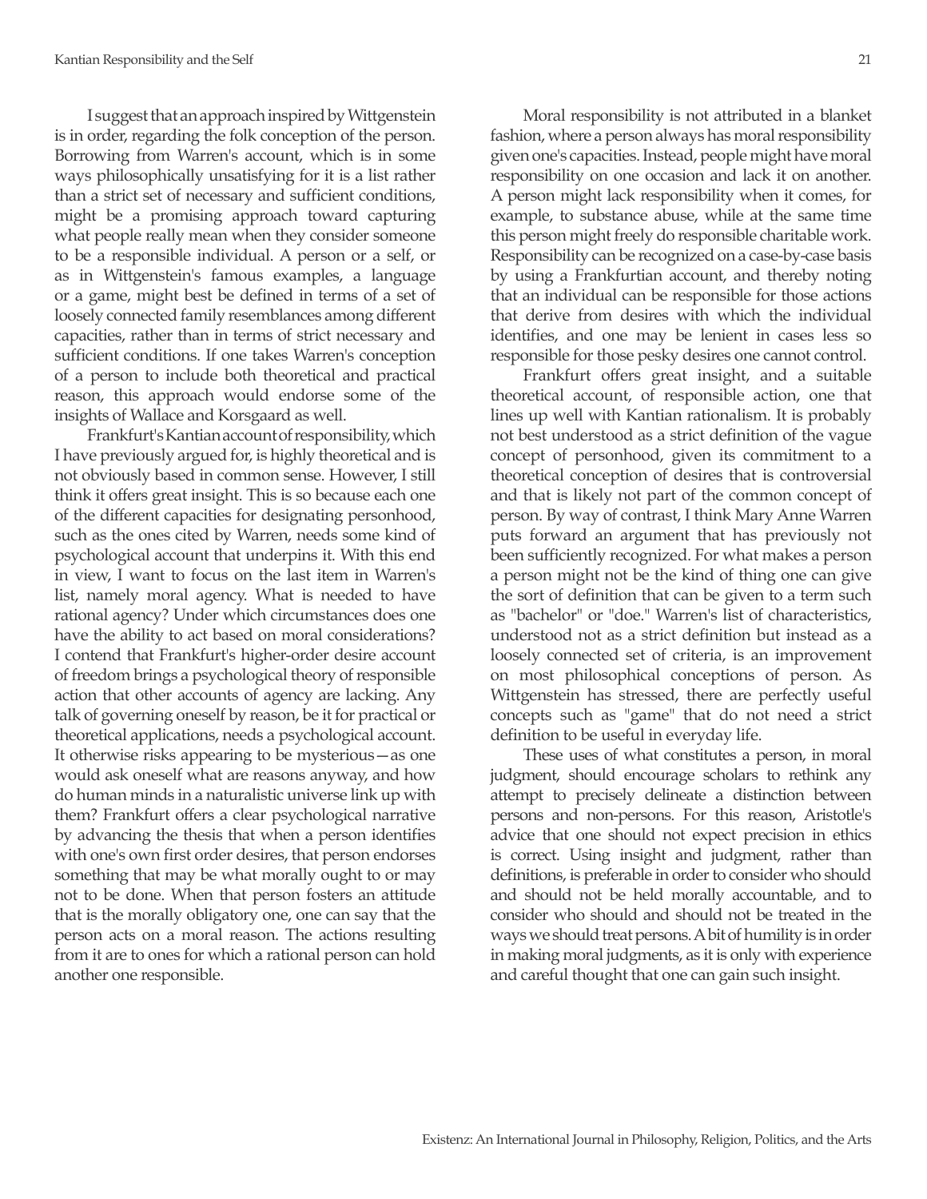I suggest that an approach inspired by Wittgenstein is in order, regarding the folk conception of the person. Borrowing from Warren's account, which is in some ways philosophically unsatisfying for it is a list rather than a strict set of necessary and sufficient conditions, might be a promising approach toward capturing what people really mean when they consider someone to be a responsible individual. A person or a self, or as in Wittgenstein's famous examples, a language or a game, might best be defined in terms of a set of loosely connected family resemblances among different capacities, rather than in terms of strict necessary and sufficient conditions. If one takes Warren's conception of a person to include both theoretical and practical reason, this approach would endorse some of the insights of Wallace and Korsgaard as well.

Frankfurt's Kantian account of responsibility, which I have previously argued for, is highly theoretical and is not obviously based in common sense. However, I still think it offers great insight. This is so because each one of the different capacities for designating personhood, such as the ones cited by Warren, needs some kind of psychological account that underpins it. With this end in view, I want to focus on the last item in Warren's list, namely moral agency. What is needed to have rational agency? Under which circumstances does one have the ability to act based on moral considerations? I contend that Frankfurt's higher-order desire account of freedom brings a psychological theory of responsible action that other accounts of agency are lacking. Any talk of governing oneself by reason, be it for practical or theoretical applications, needs a psychological account. It otherwise risks appearing to be mysterious—as one would ask oneself what are reasons anyway, and how do human minds in a naturalistic universe link up with them? Frankfurt offers a clear psychological narrative by advancing the thesis that when a person identifies with one's own first order desires, that person endorses something that may be what morally ought to or may not to be done. When that person fosters an attitude that is the morally obligatory one, one can say that the person acts on a moral reason. The actions resulting from it are to ones for which a rational person can hold another one responsible.

Moral responsibility is not attributed in a blanket fashion, where a person always has moral responsibility given one's capacities. Instead, people might have moral responsibility on one occasion and lack it on another. A person might lack responsibility when it comes, for example, to substance abuse, while at the same time this person might freely do responsible charitable work. Responsibility can be recognized on a case-by-case basis by using a Frankfurtian account, and thereby noting that an individual can be responsible for those actions that derive from desires with which the individual identifies, and one may be lenient in cases less so responsible for those pesky desires one cannot control.

Frankfurt offers great insight, and a suitable theoretical account, of responsible action, one that lines up well with Kantian rationalism. It is probably not best understood as a strict definition of the vague concept of personhood, given its commitment to a theoretical conception of desires that is controversial and that is likely not part of the common concept of person. By way of contrast, I think Mary Anne Warren puts forward an argument that has previously not been sufficiently recognized. For what makes a person a person might not be the kind of thing one can give the sort of definition that can be given to a term such as "bachelor" or "doe." Warren's list of characteristics, understood not as a strict definition but instead as a loosely connected set of criteria, is an improvement on most philosophical conceptions of person. As Wittgenstein has stressed, there are perfectly useful concepts such as "game" that do not need a strict definition to be useful in everyday life.

These uses of what constitutes a person, in moral judgment, should encourage scholars to rethink any attempt to precisely delineate a distinction between persons and non-persons. For this reason, Aristotle's advice that one should not expect precision in ethics is correct. Using insight and judgment, rather than definitions, is preferable in order to consider who should and should not be held morally accountable, and to consider who should and should not be treated in the ways we should treat persons. A bit of humility is in order in making moral judgments, as it is only with experience and careful thought that one can gain such insight.